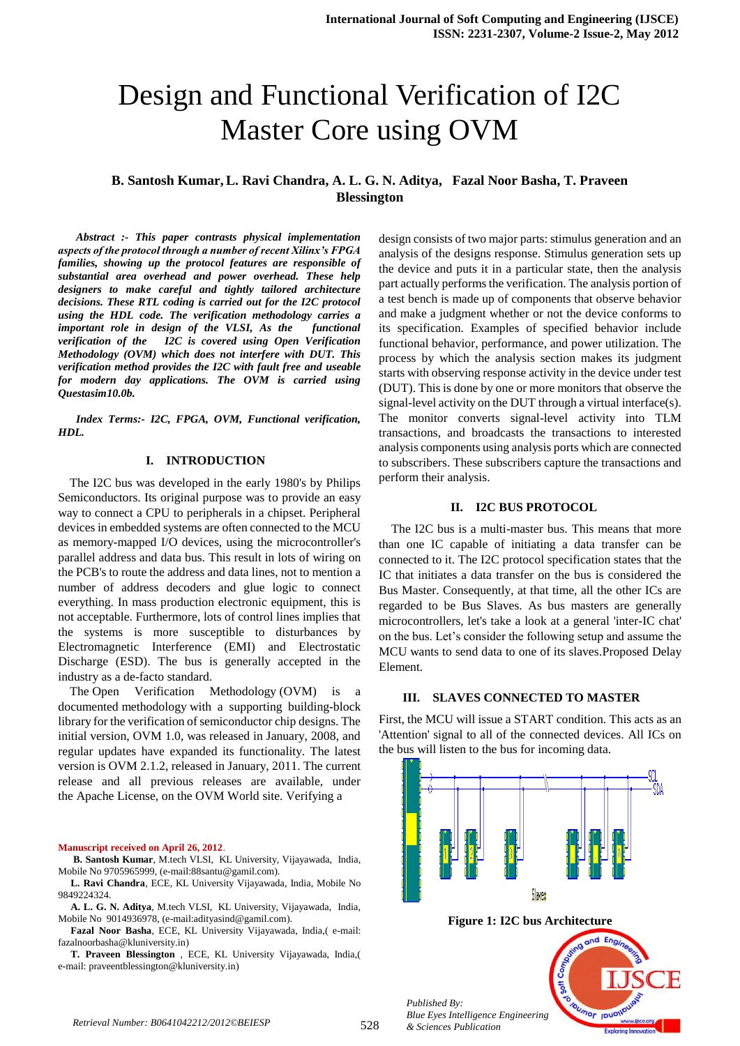# Design and Functional Verification of I2C Master Core using OVM

**B. Santosh Kumar, L. Ravi Chandra, A. L. G. N. Aditya, Fazal Noor Basha, T. Praveen Blessington**

***Abstract :- This paper contrasts physical implementation aspects of the protocol through a number of recent Xilinx's FPGA families, showing up the protocol features are responsible of substantial area overhead and power overhead. These help designers to make careful and tightly tailored architecture decisions. These RTL coding is carried out for the I2C protocol using the HDL code. The verification methodology carries a important role in design of the VLSI, As the functional verification of the I2C is covered using Open Verification Methodology (OVM) which does not interfere with DUT. This verification method provides the I2C with fault free and useable for modern day applications. The OVM is carried using Questasim10.0b.***

***Index Terms:- I2C, FPGA, OVM, Functional verification, HDL.***

## I. INTRODUCTION

The I2C bus was developed in the early 1980's by Philips Semiconductors. Its original purpose was to provide an easy way to connect a CPU to peripherals in a chipset. Peripheral devices in embedded systems are often connected to the MCU as memory-mapped I/O devices, using the microcontroller's parallel address and data bus. This result in lots of wiring on the PCB's to route the address and data lines, not to mention a number of address decoders and glue logic to connect everything. In mass production electronic equipment, this is not acceptable. Furthermore, lots of control lines implies that the systems is more susceptible to disturbances by Electromagnetic Interference (EMI) and Electrostatic Discharge (ESD). The bus is generally accepted in the industry as a de-facto standard.

The Open Verification Methodology (OVM) is a documented methodology with a supporting building-block library for the verification of semiconductor chip designs. The initial version, OVM 1.0, was released in January, 2008, and regular updates have expanded its functionality. The latest version is OVM 2.1.2, released in January, 2011. The current release and all previous releases are available, under the Apache License, on the OVM World site. Verifying a design consists of two major parts: stimulus generation and an analysis of the designs response. Stimulus generation sets up the device and puts it in a particular state, then the analysis part actually performs the verification. The analysis portion of a test bench is made up of components that observe behavior and make a judgment whether or not the device conforms to its specification. Examples of specified behavior include functional behavior, performance, and power utilization. The process by which the analysis section makes its judgment starts with observing response activity in the device under test (DUT). This is done by one or more monitors that observe the signal-level activity on the DUT through a virtual interface(s). The monitor converts signal-level activity into TLM transactions, and broadcasts the transactions to interested analysis components using analysis ports which are connected to subscribers. These subscribers capture the transactions and perform their analysis.

## II. I2C BUS PROTOCOL

The I2C bus is a multi-master bus. This means that more than one IC capable of initiating a data transfer can be connected to it. The I2C protocol specification states that the IC that initiates a data transfer on the bus is considered the Bus Master. Consequently, at that time, all the other ICs are regarded to be Bus Slaves. As bus masters are generally microcontrollers, let's take a look at a general 'inter-IC chat' on the bus. Let's consider the following setup and assume the MCU wants to send data to one of its slaves.Proposed Delay Element.

## III. SLAVES CONNECTED TO MASTER

First, the MCU will issue a START condition. This acts as an 'Attention' signal to all of the connected devices. All ICs on the bus will listen to the bus for incoming data.

**Figure 1: I2C bus Architecture**

**Manuscript received on April 26, 2012.**

**B. Santosh Kumar**, M.tech VLSI, KL University, Vijayawada, India, Mobile No 9705965999, (e-mail:88santu@gamil.com).

**L. Ravi Chandra**, ECE, KL University Vijayawada, India, Mobile No 9849224324.

**A. L. G. N. Aditya**, M.tech VLSI, KL University, Vijayawada, India, Mobile No 9014936978, (e-mail:adityasind@gamil.com).

**Fazal Noor Basha**, ECE, KL University Vijayawada, India,( e-mail: fazalnoorbasha@kluniversity.in)

**T. Praveen Blessington** , ECE, KL University Vijayawada, India,( e-mail: praveentblessington@kluniversity.in)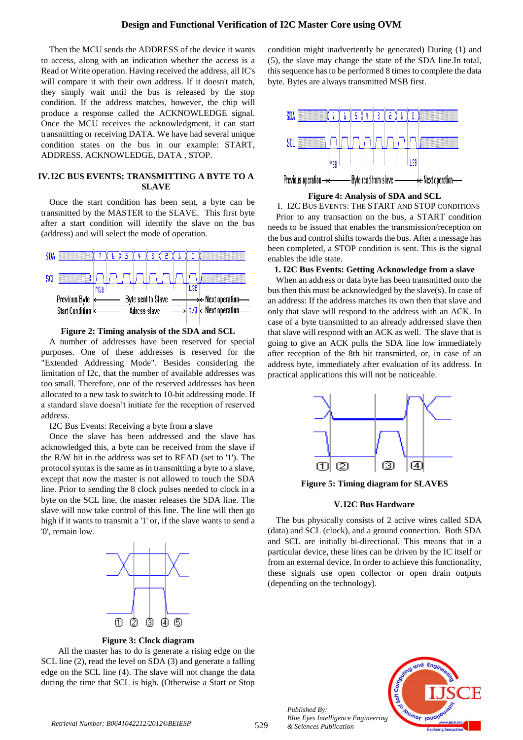Then the MCU sends the ADDRESS of the device it wants to access, along with an indication whether the access is a Read or Write operation. Having received the address, all IC's will compare it with their own address. If it doesn't match, they simply wait until the bus is released by the stop condition. If the address matches, however, the chip will produce a response called the ACKNOWLEDGE signal. Once the MCU receives the acknowledgment, it can start transmitting or receiving DATA. We have had several unique condition states on the bus in our example: START, ADDRESS, ACKNOWLEDGE, DATA , STOP.

## IV. I2C BUS EVENTS: TRANSMITTING A BYTE TO A SLAVE

Once the start condition has been sent, a byte can be transmitted by the MASTER to the SLAVE. This first byte after a start condition will identify the slave on the bus (address) and will select the mode of operation.

**Figure 2: Timing analysis of the SDA and SCL**

A number of addresses have been reserved for special purposes. One of these addresses is reserved for the "Extended Addressing Mode". Besides considering the limitation of I2c, that the number of available addresses was too small. Therefore, one of the reserved addresses has been allocated to a new task to switch to 10-bit addressing mode. If a standard slave doesn't initiate for the reception of reserved address.

I2C Bus Events: Receiving a byte from a slave

Once the slave has been addressed and the slave has acknowledged this, a byte can be received from the slave if the R/W bit in the address was set to READ (set to '1'). The protocol syntax is the same as in transmitting a byte to a slave, except that now the master is not allowed to touch the SDA line. Prior to sending the 8 clock pulses needed to clock in a byte on the SCL line, the master releases the SDA line. The slave will now take control of this line. The line will then go high if it wants to transmit a '1' or, if the slave wants to send a '0', remain low.

**Figure 3: Clock diagram**

All the master has to do is generate a rising edge on the SCL line (2), read the level on SDA (3) and generate a falling edge on the SCL line (4). The slave will not change the data during the time that SCL is high. (Otherwise a Start or Stop condition might inadvertently be generated) During (1) and (5), the slave may change the state of the SDA line.In total, this sequence has to be performed 8 times to complete the data byte. Bytes are always transmitted MSB first.

**Figure 4: Analysis of SDA and SCL**

I. I2C BUS EVENTS: THE START AND STOP CONDITIONS

Prior to any transaction on the bus, a START condition needs to be issued that enables the transmission/reception on the bus and control shifts towards the slave. After a message has been completed, a STOP condition is sent. This is the signal enables the idle state.

**1. I2C Bus Events: Getting Acknowledge from a slave**

When an address or data byte has been transmitted onto the bus then this must be acknowledged by the slave(s). In case of an address: If the address matches its own then that slave and only that slave will respond to the address with an ACK. In case of a byte transmitted to an already addressed slave then that slave will respond with an ACK as well. The slave that is going to give an ACK pulls the SDA line low immediately after reception of the 8th bit transmitted, or, in case of an address byte, immediately after evaluation of its address. In practical applications this will not be noticeable.

**Figure 5: Timing diagram for SLAVES**

## V. I2C Bus Hardware

The bus physically consists of 2 active wires called SDA (data) and SCL (clock), and a ground connection. Both SDA and SCL are initially bi-directional. This means that in a particular device, these lines can be driven by the IC itself or from an external device. In order to achieve this functionality, these signals use open collector or open drain outputs (depending on the technology).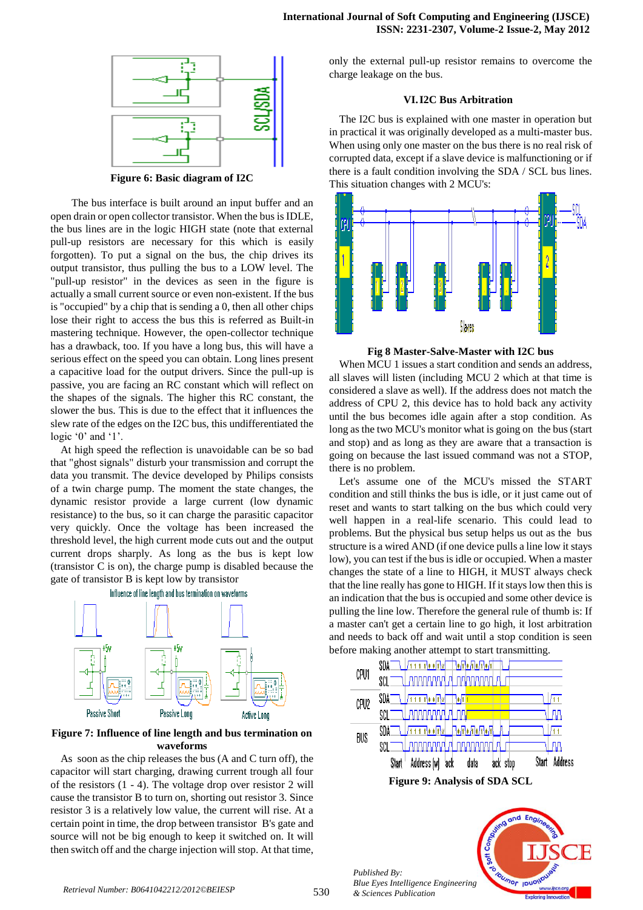Figure 6: Basic diagram of I2C

The bus interface is built around an input buffer and an open drain or open collector transistor. When the bus is IDLE, the bus lines are in the logic HIGH state (note that external pull-up resistors are necessary for this which is easily forgotten). To put a signal on the bus, the chip drives its output transistor, thus pulling the bus to a LOW level. The "pull-up resistor" in the devices as seen in the figure is actually a small current source or even non-existent. If the bus is "occupied" by a chip that is sending a 0, then all other chips lose their right to access the bus this is referred as Built-in mastering technique. However, the open-collector technique has a drawback, too. If you have a long bus, this will have a serious effect on the speed you can obtain. Long lines present a capacitive load for the output drivers. Since the pull-up is passive, you are facing an RC constant which will reflect on the shapes of the signals. The higher this RC constant, the slower the bus. This is due to the effect that it influences the slew rate of the edges on the I2C bus, this undifferentiated the logic '0' and '1'.

At high speed the reflection is unavoidable can be so bad that "ghost signals" disturb your transmission and corrupt the data you transmit. The device developed by Philips consists of a twin charge pump. The moment the state changes, the dynamic resistor provide a large current (low dynamic resistance) to the bus, so it can charge the parasitic capacitor very quickly. Once the voltage has been increased the threshold level, the high current mode cuts out and the output current drops sharply. As long as the bus is kept low (transistor C is on), the charge pump is disabled because the gate of transistor B is kept low by transistor

Figure 7: Influence of line length and bus termination on waveforms

As soon as the chip releases the bus (A and C turn off), the capacitor will start charging, drawing current trough all four of the resistors (1 - 4). The voltage drop over resistor 2 will cause the transistor B to turn on, shorting out resistor 3. Since resistor 3 is a relatively low value, the current will rise. At a certain point in time, the drop between transistor B's gate and source will not be big enough to keep it switched on. It will then switch off and the charge injection will stop. At that time, only the external pull-up resistor remains to overcome the charge leakage on the bus.

## VI. I2C Bus Arbitration

The I2C bus is explained with one master in operation but in practical it was originally developed as a multi-master bus. When using only one master on the bus there is no real risk of corrupted data, except if a slave device is malfunctioning or if there is a fault condition involving the SDA / SCL bus lines. This situation changes with 2 MCU's:

Fig 8 Master-Salve-Master with I2C bus

When MCU 1 issues a start condition and sends an address, all slaves will listen (including MCU 2 which at that time is considered a slave as well). If the address does not match the address of CPU 2, this device has to hold back any activity until the bus becomes idle again after a stop condition. As long as the two MCU's monitor what is going on the bus (start and stop) and as long as they are aware that a transaction is going on because the last issued command was not a STOP, there is no problem.

Let's assume one of the MCU's missed the START condition and still thinks the bus is idle, or it just came out of reset and wants to start talking on the bus which could very well happen in a real-life scenario. This could lead to problems. But the physical bus setup helps us out as the bus structure is a wired AND (if one device pulls a line low it stays low), you can test if the bus is idle or occupied. When a master changes the state of a line to HIGH, it MUST always check that the line really has gone to HIGH. If it stays low then this is an indication that the bus is occupied and some other device is pulling the line low. Therefore the general rule of thumb is: If a master can't get a certain line to go high, it lost arbitration and needs to back off and wait until a stop condition is seen before making another attempt to start transmitting.

Figure 9: Analysis of SDA SCL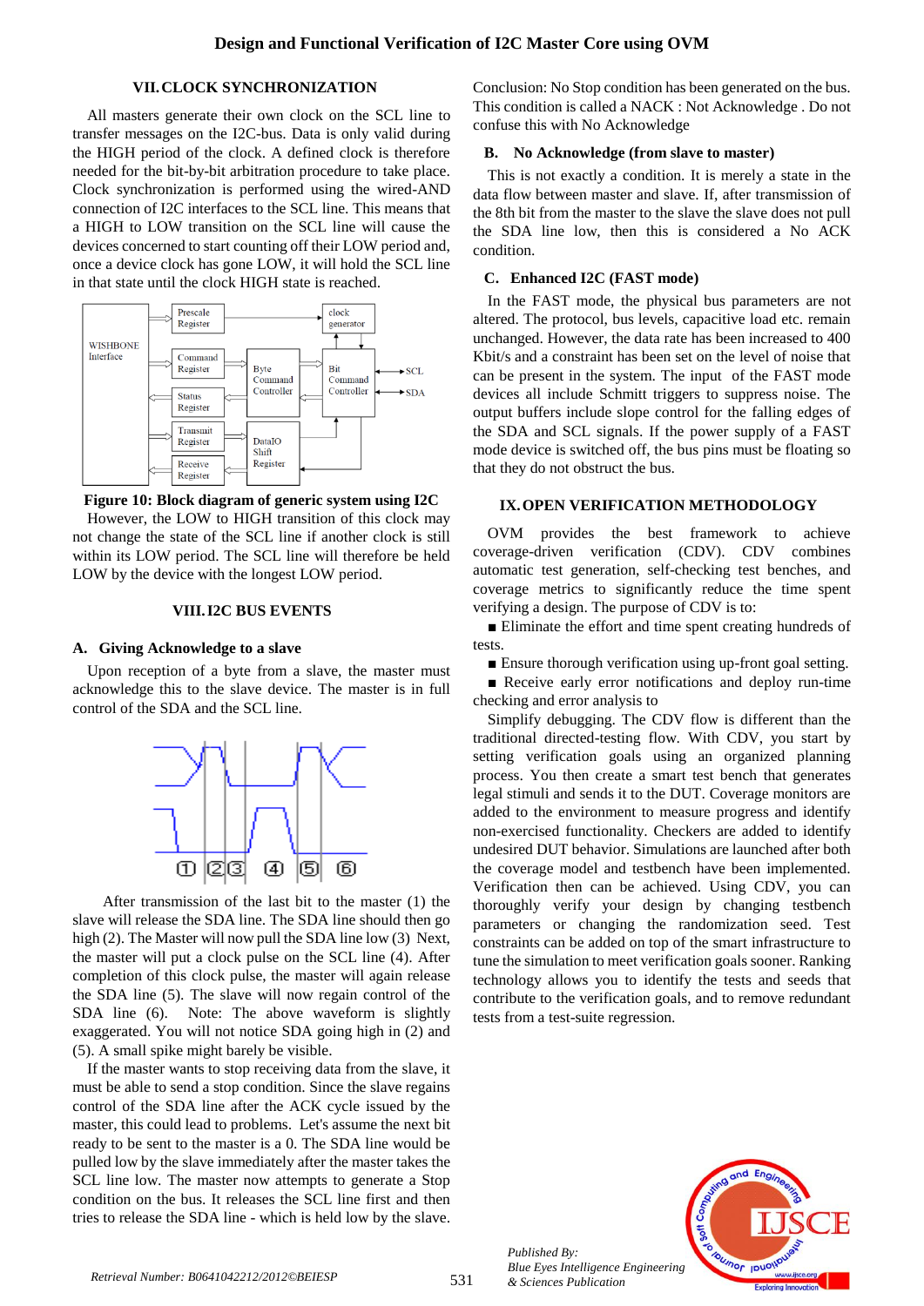## VII. CLOCK SYNCHRONIZATION

All masters generate their own clock on the SCL line to transfer messages on the I2C-bus. Data is only valid during the HIGH period of the clock. A defined clock is therefore needed for the bit-by-bit arbitration procedure to take place. Clock synchronization is performed using the wired-AND connection of I2C interfaces to the SCL line. This means that a HIGH to LOW transition on the SCL line will cause the devices concerned to start counting off their LOW period and, once a device clock has gone LOW, it will hold the SCL line in that state until the clock HIGH state is reached.

**Figure 10: Block diagram of generic system using I2C**

However, the LOW to HIGH transition of this clock may not change the state of the SCL line if another clock is still within its LOW period. The SCL line will therefore be held LOW by the device with the longest LOW period.

## VIII. I2C BUS EVENTS

### A. Giving Acknowledge to a slave

Upon reception of a byte from a slave, the master must acknowledge this to the slave device. The master is in full control of the SDA and the SCL line.

After transmission of the last bit to the master (1) the slave will release the SDA line. The SDA line should then go high (2). The Master will now pull the SDA line low (3) Next, the master will put a clock pulse on the SCL line (4). After completion of this clock pulse, the master will again release the SDA line (5). The slave will now regain control of the SDA line (6). Note: The above waveform is slightly exaggerated. You will not notice SDA going high in (2) and (5). A small spike might barely be visible.

If the master wants to stop receiving data from the slave, it must be able to send a stop condition. Since the slave regains control of the SDA line after the ACK cycle issued by the master, this could lead to problems. Let's assume the next bit ready to be sent to the master is a 0. The SDA line would be pulled low by the slave immediately after the master takes the SCL line low. The master now attempts to generate a Stop condition on the bus. It releases the SCL line first and then tries to release the SDA line - which is held low by the slave.

Conclusion: No Stop condition has been generated on the bus. This condition is called a NACK : Not Acknowledge . Do not confuse this with No Acknowledge

### B. No Acknowledge (from slave to master)

This is not exactly a condition. It is merely a state in the data flow between master and slave. If, after transmission of the 8th bit from the master to the slave the slave does not pull the SDA line low, then this is considered a No ACK condition.

### C. Enhanced I2C (FAST mode)

In the FAST mode, the physical bus parameters are not altered. The protocol, bus levels, capacitive load etc. remain unchanged. However, the data rate has been increased to 400 Kbit/s and a constraint has been set on the level of noise that can be present in the system. The input of the FAST mode devices all include Schmitt triggers to suppress noise. The output buffers include slope control for the falling edges of the SDA and SCL signals. If the power supply of a FAST mode device is switched off, the bus pins must be floating so that they do not obstruct the bus.

## IX. OPEN VERIFICATION METHODOLOGY

OVM provides the best framework to achieve coverage-driven verification (CDV). CDV combines automatic test generation, self-checking test benches, and coverage metrics to significantly reduce the time spent verifying a design. The purpose of CDV is to:

- Eliminate the effort and time spent creating hundreds of tests.
- Ensure thorough verification using up-front goal setting.
- Receive early error notifications and deploy run-time checking and error analysis to

Simplify debugging. The CDV flow is different than the traditional directed-testing flow. With CDV, you start by setting verification goals using an organized planning process. You then create a smart test bench that generates legal stimuli and sends it to the DUT. Coverage monitors are added to the environment to measure progress and identify non-exercised functionality. Checkers are added to identify undesired DUT behavior. Simulations are launched after both the coverage model and testbench have been implemented. Verification then can be achieved. Using CDV, you can thoroughly verify your design by changing testbench parameters or changing the randomization seed. Test constraints can be added on top of the smart infrastructure to tune the simulation to meet verification goals sooner. Ranking technology allows you to identify the tests and seeds that contribute to the verification goals, and to remove redundant tests from a test-suite regression.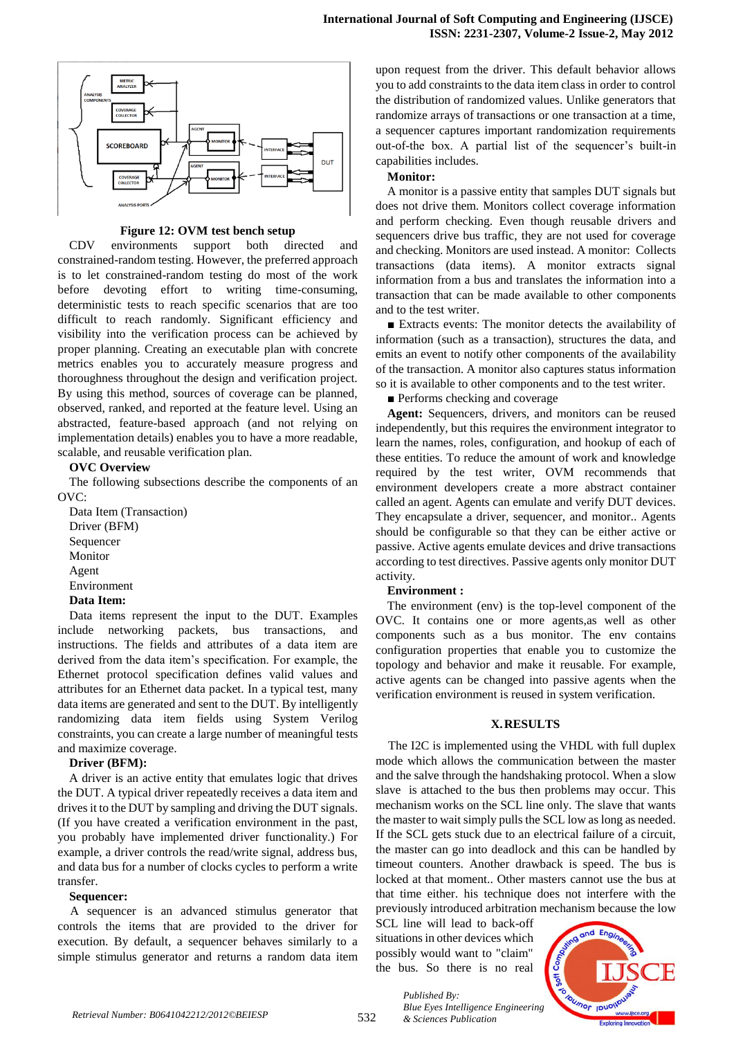**Figure 12: OVM test bench setup**

CDV environments support both directed and constrained-random testing. However, the preferred approach is to let constrained-random testing do most of the work before devoting effort to writing time-consuming, deterministic tests to reach specific scenarios that are too difficult to reach randomly. Significant efficiency and visibility into the verification process can be achieved by proper planning. Creating an executable plan with concrete metrics enables you to accurately measure progress and thoroughness throughout the design and verification project. By using this method, sources of coverage can be planned, observed, ranked, and reported at the feature level. Using an abstracted, feature-based approach (and not relying on implementation details) enables you to have a more readable, scalable, and reusable verification plan.

**OVC Overview**

The following subsections describe the components of an OVC:

Data Item (Transaction)
Driver (BFM)
Sequencer
Monitor
Agent
Environment

**Data Item:**

Data items represent the input to the DUT. Examples include networking packets, bus transactions, and instructions. The fields and attributes of a data item are derived from the data item's specification. For example, the Ethernet protocol specification defines valid values and attributes for an Ethernet data packet. In a typical test, many data items are generated and sent to the DUT. By intelligently randomizing data item fields using System Verilog constraints, you can create a large number of meaningful tests and maximize coverage.

**Driver (BFM):**

A driver is an active entity that emulates logic that drives the DUT. A typical driver repeatedly receives a data item and drives it to the DUT by sampling and driving the DUT signals. (If you have created a verification environment in the past, you probably have implemented driver functionality.) For example, a driver controls the read/write signal, address bus, and data bus for a number of clocks cycles to perform a write transfer.

**Sequencer:**

A sequencer is an advanced stimulus generator that controls the items that are provided to the driver for execution. By default, a sequencer behaves similarly to a simple stimulus generator and returns a random data item upon request from the driver. This default behavior allows you to add constraints to the data item class in order to control the distribution of randomized values. Unlike generators that randomize arrays of transactions or one transaction at a time, a sequencer captures important randomization requirements out-of-the box. A partial list of the sequencer's built-in capabilities includes.

**Monitor:**

A monitor is a passive entity that samples DUT signals but does not drive them. Monitors collect coverage information and perform checking. Even though reusable drivers and sequencers drive bus traffic, they are not used for coverage and checking. Monitors are used instead. A monitor: Collects transactions (data items). A monitor extracts signal information from a bus and translates the information into a transaction that can be made available to other components and to the test writer.

■ Extracts events: The monitor detects the availability of information (such as a transaction), structures the data, and emits an event to notify other components of the availability of the transaction. A monitor also captures status information so it is available to other components and to the test writer.

■ Performs checking and coverage

**Agent:** Sequencers, drivers, and monitors can be reused independently, but this requires the environment integrator to learn the names, roles, configuration, and hookup of each of these entities. To reduce the amount of work and knowledge required by the test writer, OVM recommends that environment developers create a more abstract container called an agent. Agents can emulate and verify DUT devices. They encapsulate a driver, sequencer, and monitor.. Agents should be configurable so that they can be either active or passive. Active agents emulate devices and drive transactions according to test directives. Passive agents only monitor DUT activity.

**Environment :**

The environment (env) is the top-level component of the OVC. It contains one or more agents,as well as other components such as a bus monitor. The env contains configuration properties that enable you to customize the topology and behavior and make it reusable. For example, active agents can be changed into passive agents when the verification environment is reused in system verification.

## X. RESULTS

The I2C is implemented using the VHDL with full duplex mode which allows the communication between the master and the salve through the handshaking protocol. When a slow slave is attached to the bus then problems may occur. This mechanism works on the SCL line only. The slave that wants the master to wait simply pulls the SCL low as long as needed. If the SCL gets stuck due to an electrical failure of a circuit, the master can go into deadlock and this can be handled by timeout counters. Another drawback is speed. The bus is locked at that moment.. Other masters cannot use the bus at that time either. his technique does not interfere with the previously introduced arbitration mechanism because the low SCL line will lead to back-off situations in other devices which possibly would want to "claim" the bus. So there is no real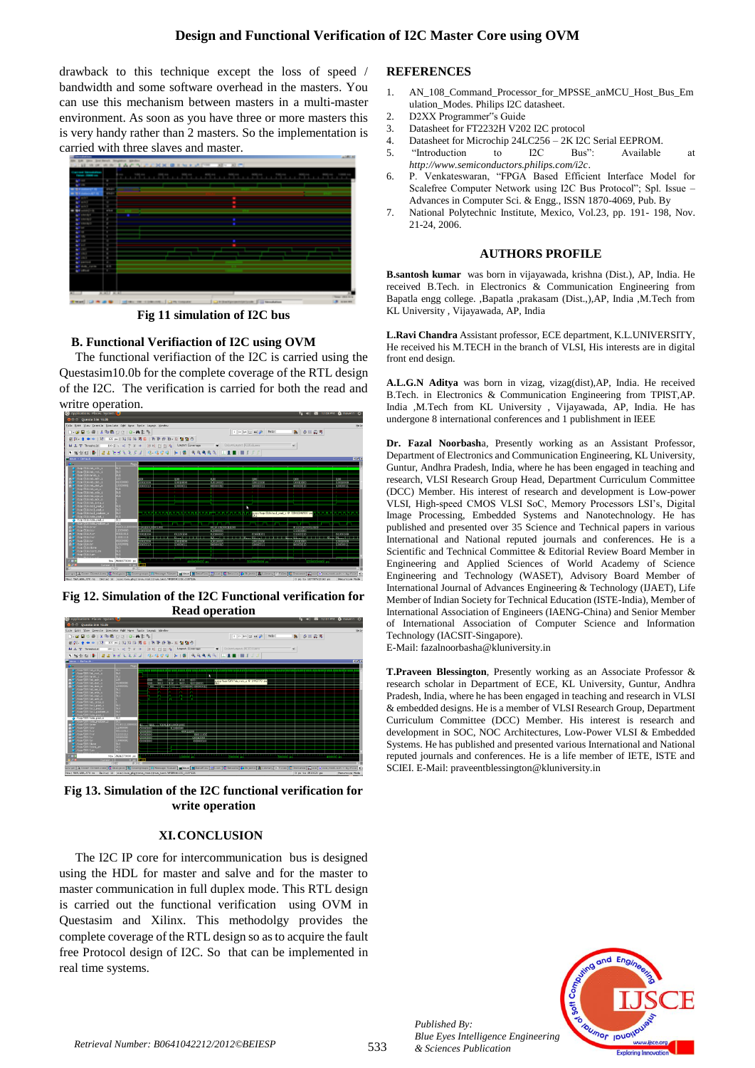drawback to this technique except the loss of speed / bandwidth and some software overhead in the masters. You can use this mechanism between masters in a multi-master environment. As soon as you have three or more masters this is very handy rather than 2 masters. So the implementation is carried with three slaves and master.

**Fig 11 simulation of I2C bus**

### B. Functional Verifiaction of I2C using OVM

The functional verification of the I2C is carried using the Questasim10.0b for the complete coverage of the RTL design of the I2C. The verification is carried for both the read and writre operation.

**Fig 12. Simulation of the I2C Functional verification for Read operation**

**Fig 13. Simulation of the I2C functional verification for write operation**

## XI. CONCLUSION

The I2C IP core for intercommunication bus is designed using the HDL for master and salve and for the master to master communication in full duplex mode. This RTL design is carried out the functional verification using OVM in Questasim and Xilinx. This methodolgy provides the complete coverage of the RTL design so as to acquire the fault free Protocol design of I2C. So that can be implemented in real time systems.

## REFERENCES

1. AN_108_Command_Processor_for_MPSSE_anMCU_Host_Bus_Emulation_Modes. Philips I2C datasheet.
2. D2XX Programmer"s Guide
3. Datasheet for FT2232H V202 I2C protocol
4. Datasheet for Microchip 24LC256 – 2K I2C Serial EEPROM.
5. "Introduction to I2C Bus": Available at *http://www.semiconductors.philips.com/i2c*.
6. P. Venkateswaran, "FPGA Based Efficient Interface Model for Scalefree Computer Network using I2C Bus Protocol"; Spl. Issue – Advances in Computer Sci. & Engg., ISSN 1870-4069, Pub. By
7. National Polytechnic Institute, Mexico, Vol.23, pp. 191- 198, Nov. 21-24, 2006.

## AUTHORS PROFILE

**B.santosh kumar** was born in vijayawada, krishna (Dist.), AP, India. He received B.Tech. in Electronics & Communication Engineering from Bapatla engg college. ,Bapatla ,prakasam (Dist.,),AP, India ,M.Tech from KL University , Vijayawada, AP, India

**L.Ravi Chandra** Assistant professor, ECE department, K.L.UNIVERSITY, He received his M.TECH in the branch of VLSI, His interests are in digital front end design.

**A.L.G.N Aditya** was born in vizag, vizag(dist),AP, India. He received B.Tech. in Electronics & Communication Engineering from TPIST,AP. India ,M.Tech from KL University , Vijayawada, AP, India. He has undergone 8 international conferences and 1 publishment in IEEE

**Dr. Fazal Noorbasha**, Presently working as an Assistant Professor, Department of Electronics and Communication Engineering, KL University, Guntur, Andhra Pradesh, India, where he has been engaged in teaching and research, VLSI Research Group Head, Department Curriculum Committee (DCC) Member. His interest of research and development is Low-power VLSI, High-speed CMOS VLSI SoC, Memory Processors LSI's, Digital Image Processing, Embedded Systems and Nanotechnology. He has published and presented over 35 Science and Technical papers in various International and National reputed journals and conferences. He is a Scientific and Technical Committee & Editorial Review Board Member in Engineering and Applied Sciences of World Academy of Science Engineering and Technology (WASET), Advisory Board Member of International Journal of Advances Engineering & Technology (IJAET), Life Member of Indian Society for Technical Education (ISTE-India), Member of International Association of Engineers (IAENG-China) and Senior Member of International Association of Computer Science and Information Technology (IACSIT-Singapore).
E-Mail: fazalnoorbasha@kluniversity.in

**T.Praveen Blessington**, Presently working as an Associate Professor & research scholar in Department of ECE, KL University, Guntur, Andhra Pradesh, India, where he has been engaged in teaching and research in VLSI & embedded designs. He is a member of VLSI Research Group, Department Curriculum Committee (DCC) Member. His interest is research and development in SOC, NOC Architectures, Low-Power VLSI & Embedded Systems. He has published and presented various International and National reputed journals and conferences. He is a life member of IETE, ISTE and SCIEI. E-Mail: praveentblessington@kluniversity.in